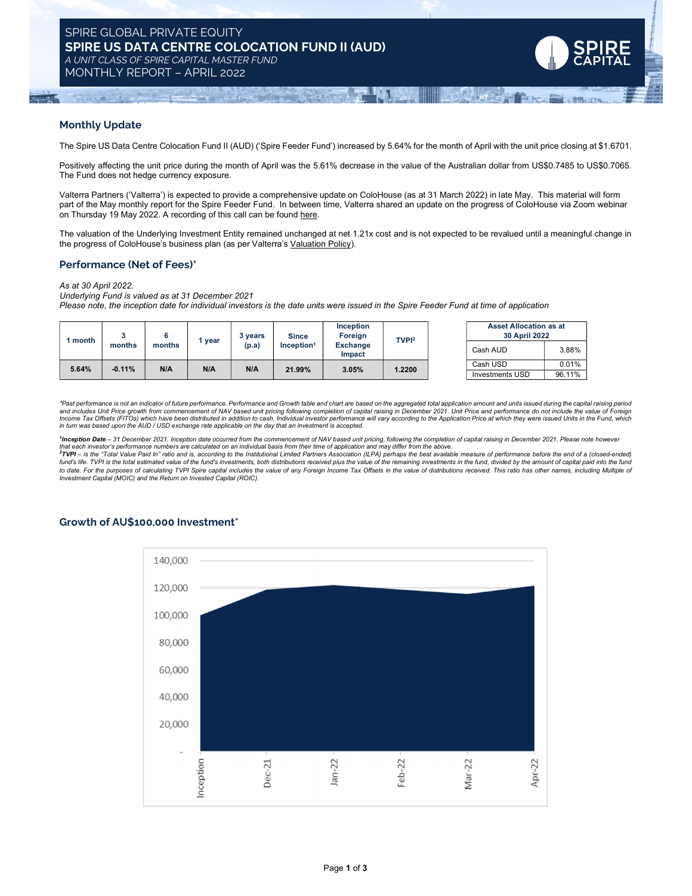# SPIRE GLOBAL PRIVATE EQUITY

# SPIRE US DATA CENTRE COLOCATION FUND II (AUD)

*A UNIT CLASS OF SPIRE CAPITAL MASTER FUND*

MONTHLY REPORT – APRIL 2022

## Monthly Update

The Spire US Data Centre Colocation Fund II (AUD) ('Spire Feeder Fund') increased by 5.64% for the month of April with the unit price closing at $1.6701.

Positively affecting the unit price during the month of April was the 5.61% decrease in the value of the Australian dollar from US$0.7485 to US$0.7065. The Fund does not hedge currency exposure.

Valterra Partners ('Valterra') is expected to provide a comprehensive update on ColoHouse (as at 31 March 2022) in late May. This material will form part of the May monthly report for the Spire Feeder Fund. In between time, Valterra shared an update on the progress of ColoHouse via Zoom webinar on Thursday 19 May 2022. A recording of this call can be found here.

The valuation of the Underlying Investment Entity remained unchanged at net 1.21x cost and is not expected to be revalued until a meaningful change in the progress of ColoHouse's business plan (as per Valterra's Valuation Policy).

## Performance (Net of Fees)*

*As at 30 April 2022.*
*Underlying Fund is valued as at 31 December 2021*
*Please note, the inception date for individual investors is the date units were issued in the Spire Feeder Fund at time of application*

| 1 month | 3 months | 6 months | 1 year | 3 years (p.a) | Since Inception[1] | Inception Foreign Exchange Impact | TVPI[2] |
|---|---|---|---|---|---|---|---|
| 5.64% | -0.11% | N/A | N/A | N/A | 21.99% | 3.05% | 1.2200 |

| Asset Allocation as at 30 April 2022 | |
|---|---|
| Cash AUD | 3.88% |
| Cash USD | 0.01% |
| Investments USD | 96.11% |

*\*Past performance is not an indicator of future performance. Performance and Growth table and chart are based on the aggregated total application amount and units issued during the capital raising period and includes Unit Price growth from commencement of NAV based unit pricing following completion of capital raising in December 2021. Unit Price and performance do not include the value of Foreign Income Tax Offsets (FITOs) which have been distributed in addition to cash. Individual investor performance will vary according to the Application Price at which they were issued Units in the Fund, which in turn was based upon the AUD / USD exchange rate applicable on the day that an investment is accepted.*

[1]***Inception Date*** *– 31 December 2021. Inception date occurred from the commencement of NAV based unit pricing, following the completion of capital raising in December 2021. Please note however that each investor's performance numbers are calculated on an individual basis from their time of application and may differ from the above.*
[2]***TVPI*** *– is the "Total Value Paid In" ratio and is, according to the Institutional Limited Partners Association (ILPA) perhaps the best available measure of performance before the end of a (closed-ended) fund's life. TVPI is the total estimated value of the fund's investments, both distributions received plus the value of the remaining investments in the fund, divided by the amount of capital paid into the fund to date. For the purposes of calculating TVPI Spire capital includes the value of any Foreign Income Tax Offsets in the value of distributions received. This ratio has other names, including Multiple of Investment Capital (MOIC) and the Return on Invested Capital (ROIC).*

## Growth of AU$100,000 Investment*

Y-axis: -, 20,000, 40,000, 60,000, 80,000, 100,000, 120,000, 140,000
X-axis: Inception, Dec-21, Jan-22, Feb-22, Mar-22, Apr-22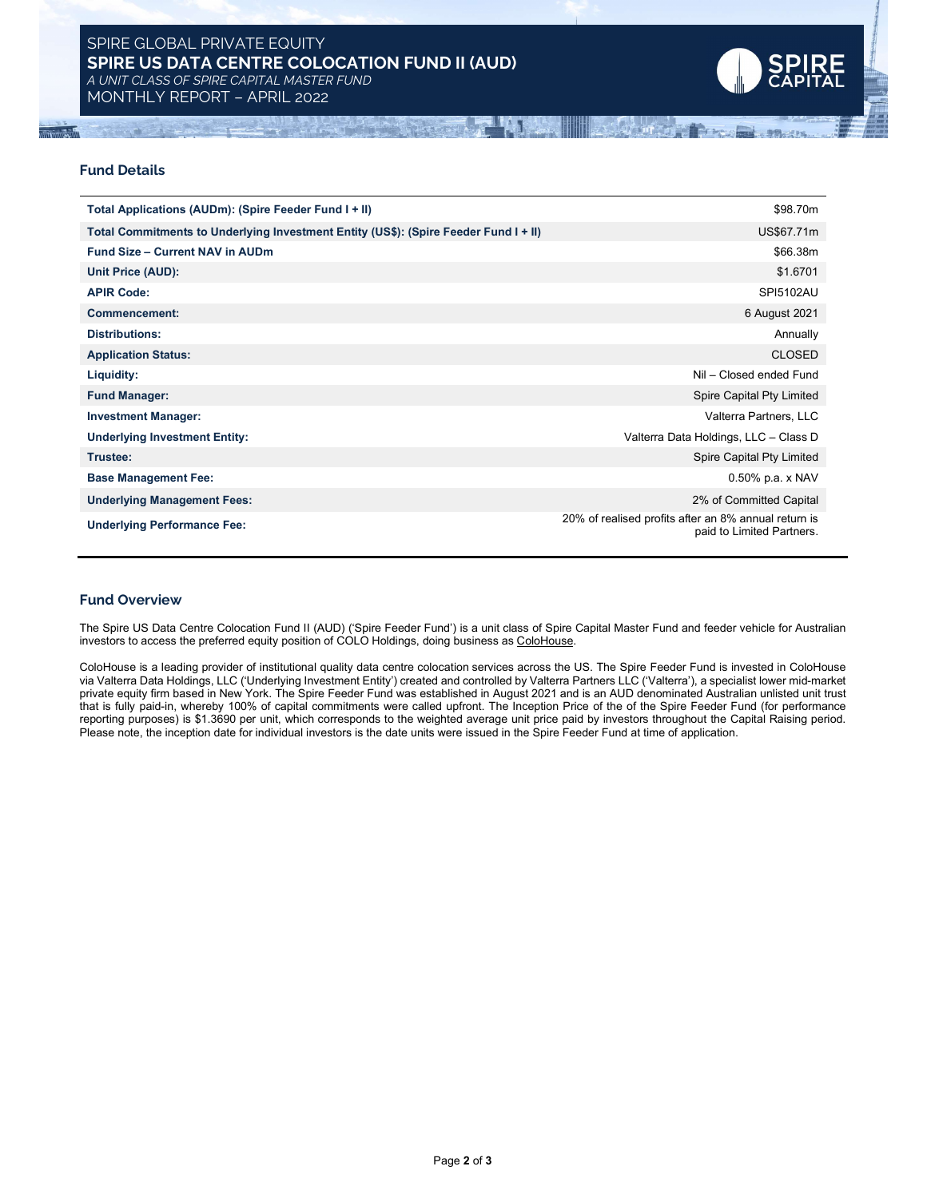SPIRE GLOBAL PRIVATE EQUITY

# SPIRE US DATA CENTRE COLOCATION FUND II (AUD)

*A UNIT CLASS OF SPIRE CAPITAL MASTER FUND*

MONTHLY REPORT – APRIL 2022

## Fund Details

| | |
|---|---|
| **Total Applications (AUDm): (Spire Feeder Fund I + II)** | $98.70m |
| **Total Commitments to Underlying Investment Entity (US$): (Spire Feeder Fund I + II)** | US$67.71m |
| **Fund Size – Current NAV in AUDm** | $66.38m |
| **Unit Price (AUD):** | $1.6701 |
| **APIR Code:** | SPI5102AU |
| **Commencement:** | 6 August 2021 |
| **Distributions:** | Annually |
| **Application Status:** | CLOSED |
| **Liquidity:** | Nil – Closed ended Fund |
| **Fund Manager:** | Spire Capital Pty Limited |
| **Investment Manager:** | Valterra Partners, LLC |
| **Underlying Investment Entity:** | Valterra Data Holdings, LLC – Class D |
| **Trustee:** | Spire Capital Pty Limited |
| **Base Management Fee:** | 0.50% p.a. x NAV |
| **Underlying Management Fees:** | 2% of Committed Capital |
| **Underlying Performance Fee:** | 20% of realised profits after an 8% annual return is paid to Limited Partners. |

## Fund Overview

The Spire US Data Centre Colocation Fund II (AUD) ('Spire Feeder Fund') is a unit class of Spire Capital Master Fund and feeder vehicle for Australian investors to access the preferred equity position of COLO Holdings, doing business as ColoHouse.

ColoHouse is a leading provider of institutional quality data centre colocation services across the US. The Spire Feeder Fund is invested in ColoHouse via Valterra Data Holdings, LLC ('Underlying Investment Entity') created and controlled by Valterra Partners LLC ('Valterra'), a specialist lower mid-market private equity firm based in New York. The Spire Feeder Fund was established in August 2021 and is an AUD denominated Australian unlisted unit trust that is fully paid-in, whereby 100% of capital commitments were called upfront. The Inception Price of the of the Spire Feeder Fund (for performance reporting purposes) is $1.3690 per unit, which corresponds to the weighted average unit price paid by investors throughout the Capital Raising period. Please note, the inception date for individual investors is the date units were issued in the Spire Feeder Fund at time of application.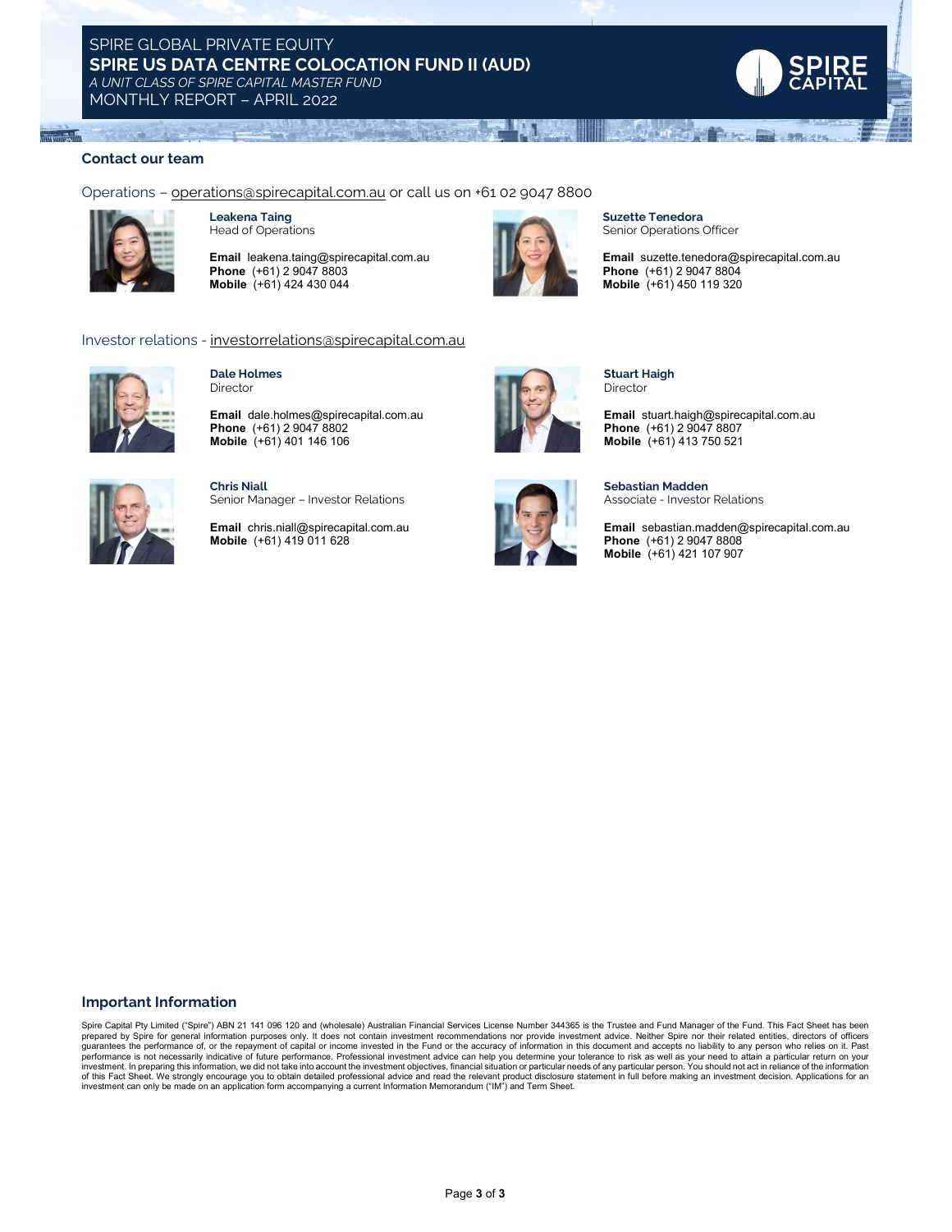SPIRE GLOBAL PRIVATE EQUITY

# SPIRE US DATA CENTRE COLOCATION FUND II (AUD)

*A UNIT CLASS OF SPIRE CAPITAL MASTER FUND*

MONTHLY REPORT – APRIL 2022

## Contact our team

Operations – operations@spirecapital.com.au or call us on +61 02 9047 8800

**Leakena Taing**
Head of Operations

**Email** leakena.taing@spirecapital.com.au
**Phone** (+61) 2 9047 8803
**Mobile** (+61) 424 430 044

**Suzette Tenedora**
Senior Operations Officer

**Email** suzette.tenedora@spirecapital.com.au
**Phone** (+61) 2 9047 8804
**Mobile** (+61) 450 119 320

Investor relations - investorrelations@spirecapital.com.au

**Dale Holmes**
Director

**Email** dale.holmes@spirecapital.com.au
**Phone** (+61) 2 9047 8802
**Mobile** (+61) 401 146 106

**Stuart Haigh**
Director

**Email** stuart.haigh@spirecapital.com.au
**Phone** (+61) 2 9047 8807
**Mobile** (+61) 413 750 521

**Chris Niall**
Senior Manager – Investor Relations

**Email** chris.niall@spirecapital.com.au
**Mobile** (+61) 419 011 628

**Sebastian Madden**
Associate - Investor Relations

**Email** sebastian.madden@spirecapital.com.au
**Phone** (+61) 2 9047 8808
**Mobile** (+61) 421 107 907

## Important Information

Spire Capital Pty Limited ("Spire") ABN 21 141 096 120 and (wholesale) Australian Financial Services License Number 344365 is the Trustee and Fund Manager of the Fund. This Fact Sheet has been prepared by Spire for general information purposes only. It does not contain investment recommendations nor provide investment advice. Neither Spire nor their related entities, directors of officers guarantees the performance of, or the repayment of capital or income invested in the Fund or the accuracy of information in this document and accepts no liability to any person who relies on it. Past performance is not necessarily indicative of future performance. Professional investment advice can help you determine your tolerance to risk as well as your need to attain a particular return on your investment. In preparing this information, we did not take into account the investment objectives, financial situation or particular needs of any particular person. You should not act in reliance of the information of this Fact Sheet. We strongly encourage you to obtain detailed professional advice and read the relevant product disclosure statement in full before making an investment decision. Applications for an investment can only be made on an application form accompanying a current Information Memorandum ("IM") and Term Sheet.